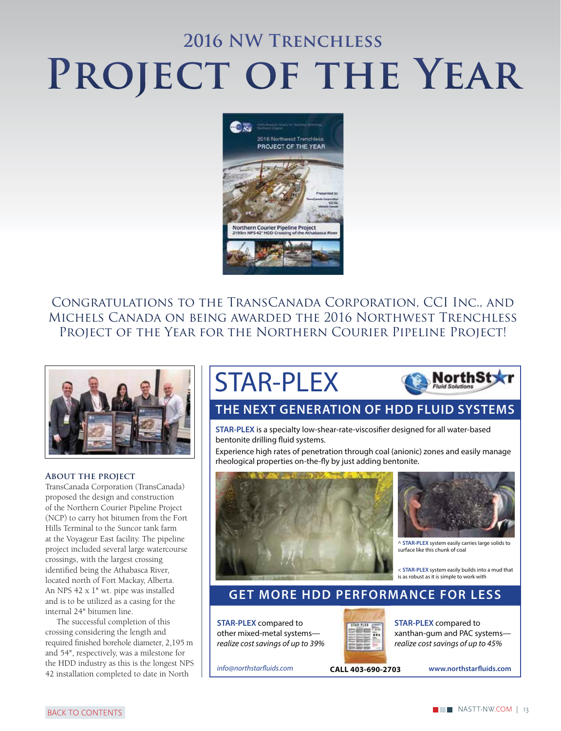# 2016 NW Trenchless

# Project of the Year

Congratulations to the TransCanada Corporation, CCI Inc., and Michels Canada on being awarded the 2016 Northwest Trenchless Project of the Year for the Northern Courier Pipeline Project!

### About the Project

TransCanada Corporation (TransCanada) proposed the design and construction of the Northern Courier Pipeline Project (NCP) to carry hot bitumen from the Fort Hills Terminal to the Suncor tank farm at the Voyageur East facility. The pipeline project included several large watercourse crossings, with the largest crossing identified being the Athabasca River, located north of Fort Mackay, Alberta. An NPS 42 x 1" wt. pipe was installed and is to be utilized as a casing for the internal 24" bitumen line.

The successful completion of this crossing considering the length and required finished borehole diameter, 2,195 m and 54", respectively, was a milestone for the HDD industry as this is the longest NPS 42 installation completed to date in North

## STAR-PLEX

NorthStar Fluid Solutions

### THE NEXT GENERATION OF HDD FLUID SYSTEMS

**STAR-PLEX** is a specialty low-shear-rate-viscosifier designed for all water-based bentonite drilling fluid systems.

Experience high rates of penetration through coal (anionic) zones and easily manage rheological properties on-the-fly by just adding bentonite.

^ **STAR-PLEX** system easily carries large solids to surface like this chunk of coal

< **STAR-PLEX** system easily builds into a mud that is as robust as it is simple to work with

### GET MORE HDD PERFORMANCE FOR LESS

**STAR-PLEX** compared to other mixed-metal systems—*realize cost savings of up to 39%*

**STAR-PLEX** compared to xanthan-gum and PAC systems—*realize cost savings of up to 45%*

*info@northstarfluids.com* **CALL 403-690-2703** **www.northstarfluids.com**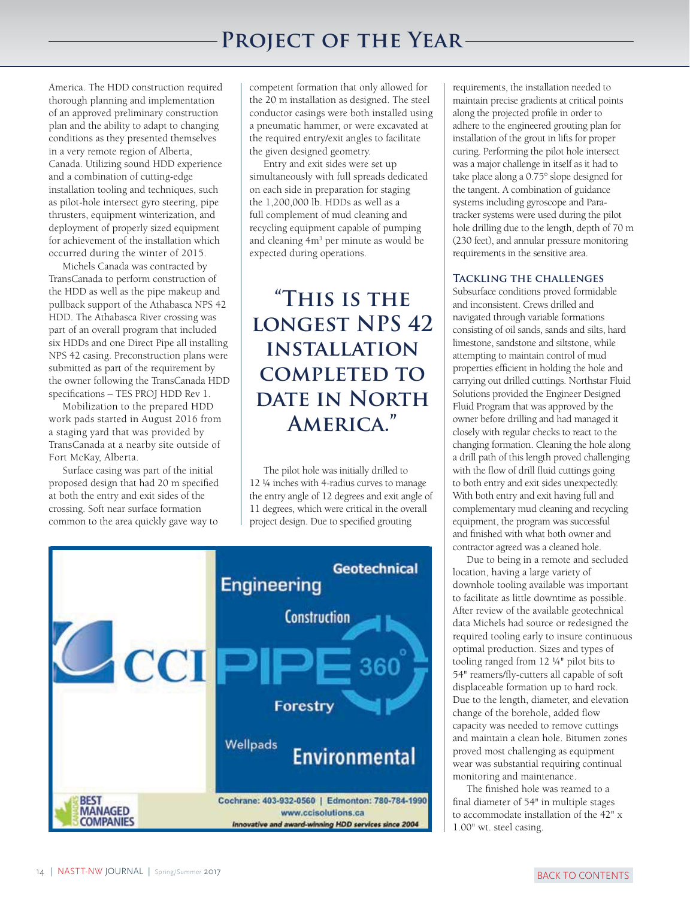America. The HDD construction required thorough planning and implementation of an approved preliminary construction plan and the ability to adapt to changing conditions as they presented themselves in a very remote region of Alberta, Canada. Utilizing sound HDD experience and a combination of cutting-edge installation tooling and techniques, such as pilot-hole intersect gyro steering, pipe thrusters, equipment winterization, and deployment of properly sized equipment for achievement of the installation which occurred during the winter of 2015.

Michels Canada was contracted by TransCanada to perform construction of the HDD as well as the pipe makeup and pullback support of the Athabasca NPS 42 HDD. The Athabasca River crossing was part of an overall program that included six HDDs and one Direct Pipe all installing NPS 42 casing. Preconstruction plans were submitted as part of the requirement by the owner following the TransCanada HDD specifications – TES PROJ HDD Rev 1.

Mobilization to the prepared HDD work pads started in August 2016 from a staging yard that was provided by TransCanada at a nearby site outside of Fort McKay, Alberta.

Surface casing was part of the initial proposed design that had 20 m specified at both the entry and exit sides of the crossing. Soft near surface formation common to the area quickly gave way to competent formation that only allowed for the 20 m installation as designed. The steel conductor casings were both installed using a pneumatic hammer, or were excavated at the required entry/exit angles to facilitate the given designed geometry.

Entry and exit sides were set up simultaneously with full spreads dedicated on each side in preparation for staging the 1,200,000 lb. HDDs as well as a full complement of mud cleaning and recycling equipment capable of pumping and cleaning 4m$^3$ per minute as would be expected during operations.

> **"This is the longest NPS 42 installation completed to date in North America."**

The pilot hole was initially drilled to 12 ¼ inches with 4-radius curves to manage the entry angle of 12 degrees and exit angle of 11 degrees, which were critical in the overall project design. Due to specified grouting requirements, the installation needed to maintain precise gradients at critical points along the projected profile in order to adhere to the engineered grouting plan for installation of the grout in lifts for proper curing. Performing the pilot hole intersect was a major challenge in itself as it had to take place along a 0.75° slope designed for the tangent. A combination of guidance systems including gyroscope and Para-tracker systems were used during the pilot hole drilling due to the length, depth of 70 m (230 feet), and annular pressure monitoring requirements in the sensitive area.

### Tackling the challenges

Subsurface conditions proved formidable and inconsistent. Crews drilled and navigated through variable formations consisting of oil sands, sands and silts, hard limestone, sandstone and siltstone, while attempting to maintain control of mud properties efficient in holding the hole and carrying out drilled cuttings. Northstar Fluid Solutions provided the Engineer Designed Fluid Program that was approved by the owner before drilling and had managed it closely with regular checks to react to the changing formation. Cleaning the hole along a drill path of this length proved challenging with the flow of drill fluid cuttings going to both entry and exit sides unexpectedly. With both entry and exit having full and complementary mud cleaning and recycling equipment, the program was successful and finished with what both owner and contractor agreed was a cleaned hole.

Due to being in a remote and secluded location, having a large variety of downhole tooling available was important to facilitate as little downtime as possible. After review of the available geotechnical data Michels had source or redesigned the required tooling early to insure continuous optimal production. Sizes and types of tooling ranged from 12 ¼" pilot bits to 54" reamers/fly-cutters all capable of soft displaceable formation up to hard rock. Due to the length, diameter, and elevation change of the borehole, added flow capacity was needed to remove cuttings and maintain a clean hole. Bitumen zones proved most challenging as equipment wear was substantial requiring continual monitoring and maintenance.

The finished hole was reamed to a final diameter of 54" in multiple stages to accommodate installation of the 42" x 1.00" wt. steel casing.

Geotechnical Engineering Construction Forestry Wellpads Environmental

CCI PIPE 360°

Canada's Best Managed Companies

Cochrane: 403-932-0560 | Edmonton: 780-784-1990
www.ccisolutions.ca
*Innovative and award-winning HDD services since 2004*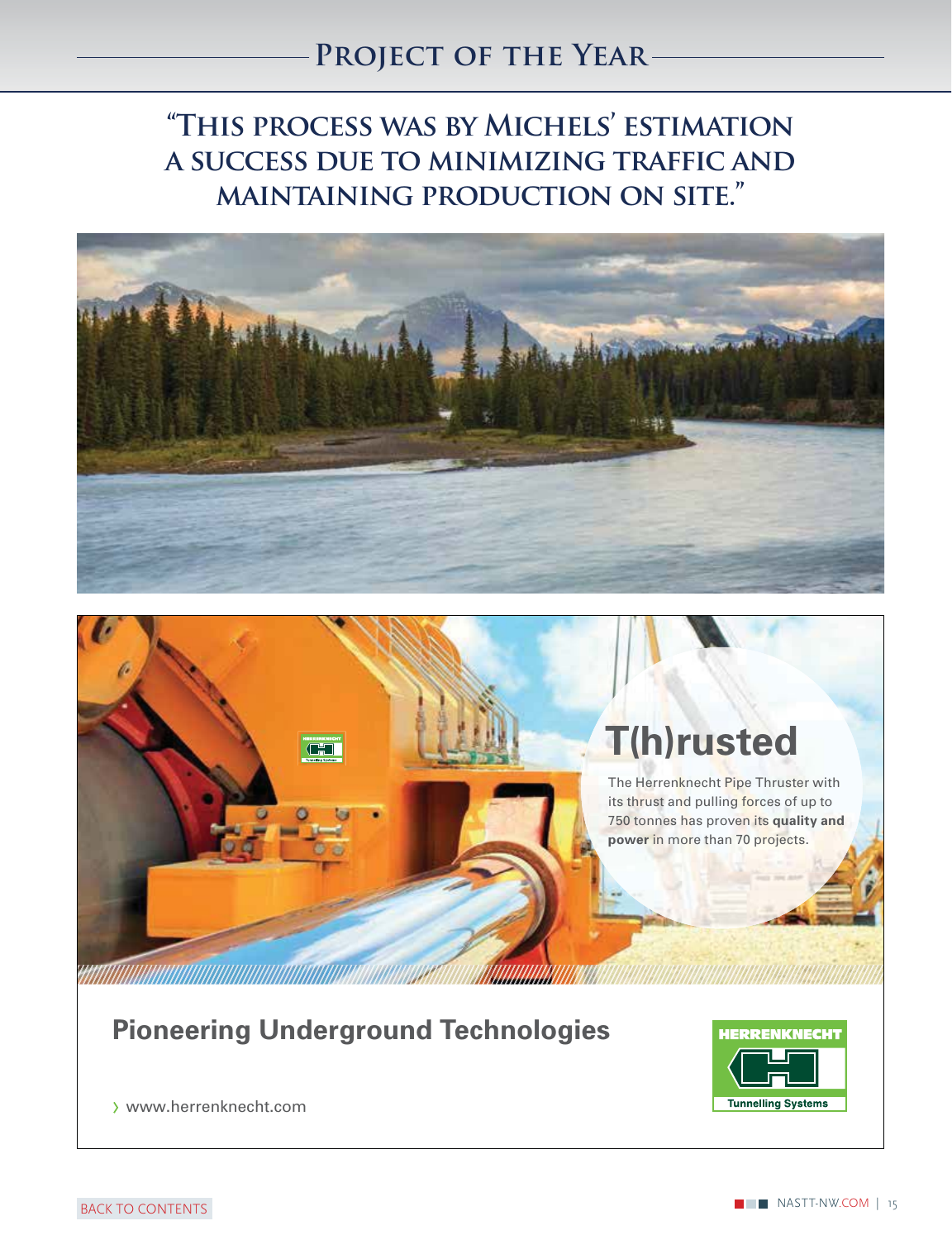## "This process was by Michels' estimation a success due to minimizing traffic and maintaining production on site."

# T(h)rusted

The Herrenknecht Pipe Thruster with its thrust and pulling forces of up to 750 tonnes has proven its **quality and power** in more than 70 projects.

## Pioneering Underground Technologies

› www.herrenknecht.com

HERRENKNECHT Tunnelling Systems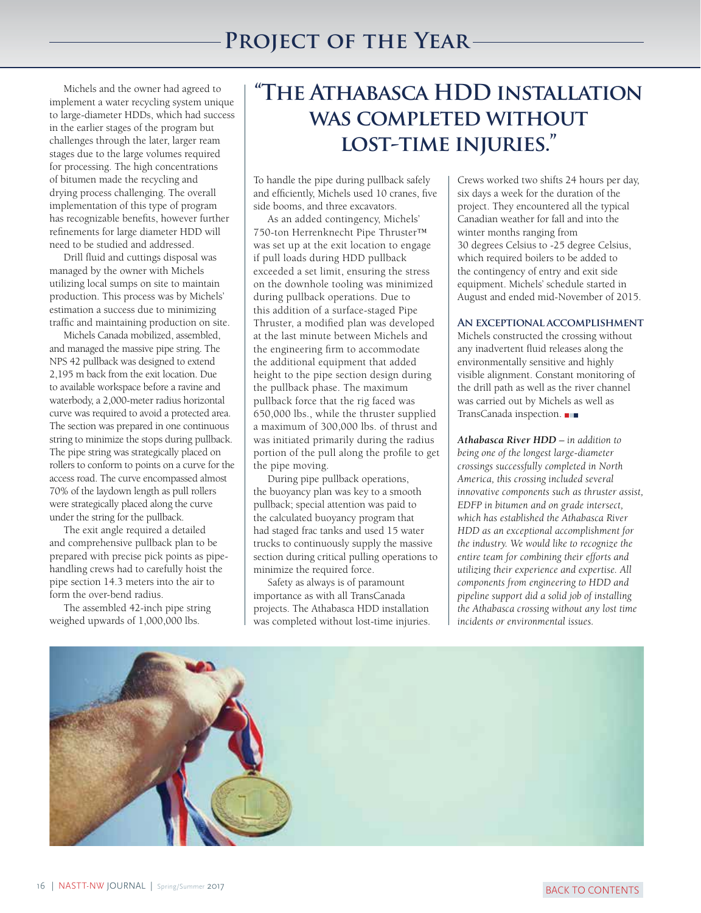Michels and the owner had agreed to implement a water recycling system unique to large-diameter HDDs, which had success in the earlier stages of the program but challenges through the later, larger ream stages due to the large volumes required for processing. The high concentrations of bitumen made the recycling and drying process challenging. The overall implementation of this type of program has recognizable benefits, however further refinements for large diameter HDD will need to be studied and addressed.

Drill fluid and cuttings disposal was managed by the owner with Michels utilizing local sumps on site to maintain production. This process was by Michels' estimation a success due to minimizing traffic and maintaining production on site.

Michels Canada mobilized, assembled, and managed the massive pipe string. The NPS 42 pullback was designed to extend 2,195 m back from the exit location. Due to available workspace before a ravine and waterbody, a 2,000-meter radius horizontal curve was required to avoid a protected area. The section was prepared in one continuous string to minimize the stops during pullback. The pipe string was strategically placed on rollers to conform to points on a curve for the access road. The curve encompassed almost 70% of the laydown length as pull rollers were strategically placed along the curve under the string for the pullback.

The exit angle required a detailed and comprehensive pullback plan to be prepared with precise pick points as pipe-handling crews had to carefully hoist the pipe section 14.3 meters into the air to form the over-bend radius.

The assembled 42-inch pipe string weighed upwards of 1,000,000 lbs.

## "The Athabasca HDD installation was completed without lost-time injuries."

To handle the pipe during pullback safely and efficiently, Michels used 10 cranes, five side booms, and three excavators.

As an added contingency, Michels' 750-ton Herrenknecht Pipe Thruster™ was set up at the exit location to engage if pull loads during HDD pullback exceeded a set limit, ensuring the stress on the downhole tooling was minimized during pullback operations. Due to this addition of a surface-staged Pipe Thruster, a modified plan was developed at the last minute between Michels and the engineering firm to accommodate the additional equipment that added height to the pipe section design during the pullback phase. The maximum pullback force that the rig faced was 650,000 lbs., while the thruster supplied a maximum of 300,000 lbs. of thrust and was initiated primarily during the radius portion of the pull along the profile to get the pipe moving.

During pipe pullback operations, the buoyancy plan was key to a smooth pullback; special attention was paid to the calculated buoyancy program that had staged frac tanks and used 15 water trucks to continuously supply the massive section during critical pulling operations to minimize the required force.

Safety as always is of paramount importance as with all TransCanada projects. The Athabasca HDD installation was completed without lost-time injuries.

Crews worked two shifts 24 hours per day, six days a week for the duration of the project. They encountered all the typical Canadian weather for fall and into the winter months ranging from 30 degrees Celsius to -25 degree Celsius, which required boilers to be added to the contingency of entry and exit side equipment. Michels' schedule started in August and ended mid-November of 2015.

### An Exceptional Accomplishment

Michels constructed the crossing without any inadvertent fluid releases along the environmentally sensitive and highly visible alignment. Constant monitoring of the drill path as well as the river channel was carried out by Michels as well as TransCanada inspection.

***Athabasca River HDD*** *– in addition to being one of the longest large-diameter crossings successfully completed in North America, this crossing included several innovative components such as thruster assist, EDFP in bitumen and on grade intersect, which has established the Athabasca River HDD as an exceptional accomplishment for the industry. We would like to recognize the entire team for combining their efforts and utilizing their experience and expertise. All components from engineering to HDD and pipeline support did a solid job of installing the Athabasca crossing without any lost time incidents or environmental issues.*